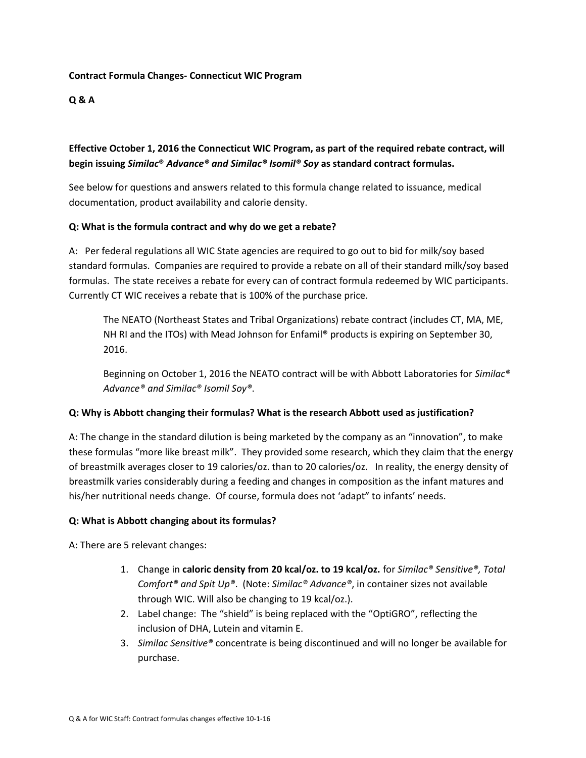**Contract Formula Changes- Connecticut WIC Program**

**Q & A**

**Effective October 1, 2016 the Connecticut WIC Program, as part of the required rebate contract, will begin issuing *Similac® Advance® and Similac® Isomil® Soy* as standard contract formulas.**

See below for questions and answers related to this formula change related to issuance, medical documentation, product availability and calorie density.

**Q: What is the formula contract and why do we get a rebate?**

A: Per federal regulations all WIC State agencies are required to go out to bid for milk/soy based standard formulas. Companies are required to provide a rebate on all of their standard milk/soy based formulas. The state receives a rebate for every can of contract formula redeemed by WIC participants. Currently CT WIC receives a rebate that is 100% of the purchase price.

> The NEATO (Northeast States and Tribal Organizations) rebate contract (includes CT, MA, ME, NH RI and the ITOs) with Mead Johnson for Enfamil® products is expiring on September 30, 2016.
>
> Beginning on October 1, 2016 the NEATO contract will be with Abbott Laboratories for *Similac® Advance® and Similac® Isomil Soy®.*

**Q: Why is Abbott changing their formulas? What is the research Abbott used as justification?**

A: The change in the standard dilution is being marketed by the company as an "innovation", to make these formulas "more like breast milk". They provided some research, which they claim that the energy of breastmilk averages closer to 19 calories/oz. than to 20 calories/oz. In reality, the energy density of breastmilk varies considerably during a feeding and changes in composition as the infant matures and his/her nutritional needs change. Of course, formula does not 'adapt" to infants' needs.

**Q: What is Abbott changing about its formulas?**

A: There are 5 relevant changes:

1. Change in **caloric density from 20 kcal/oz. to 19 kcal/oz.** for *Similac® Sensitive®, Total Comfort® and Spit Up®*. (Note: *Similac® Advance®*, in container sizes not available through WIC. Will also be changing to 19 kcal/oz.).
2. Label change: The "shield" is being replaced with the "OptiGRO", reflecting the inclusion of DHA, Lutein and vitamin E.
3. *Similac Sensitive®* concentrate is being discontinued and will no longer be available for purchase.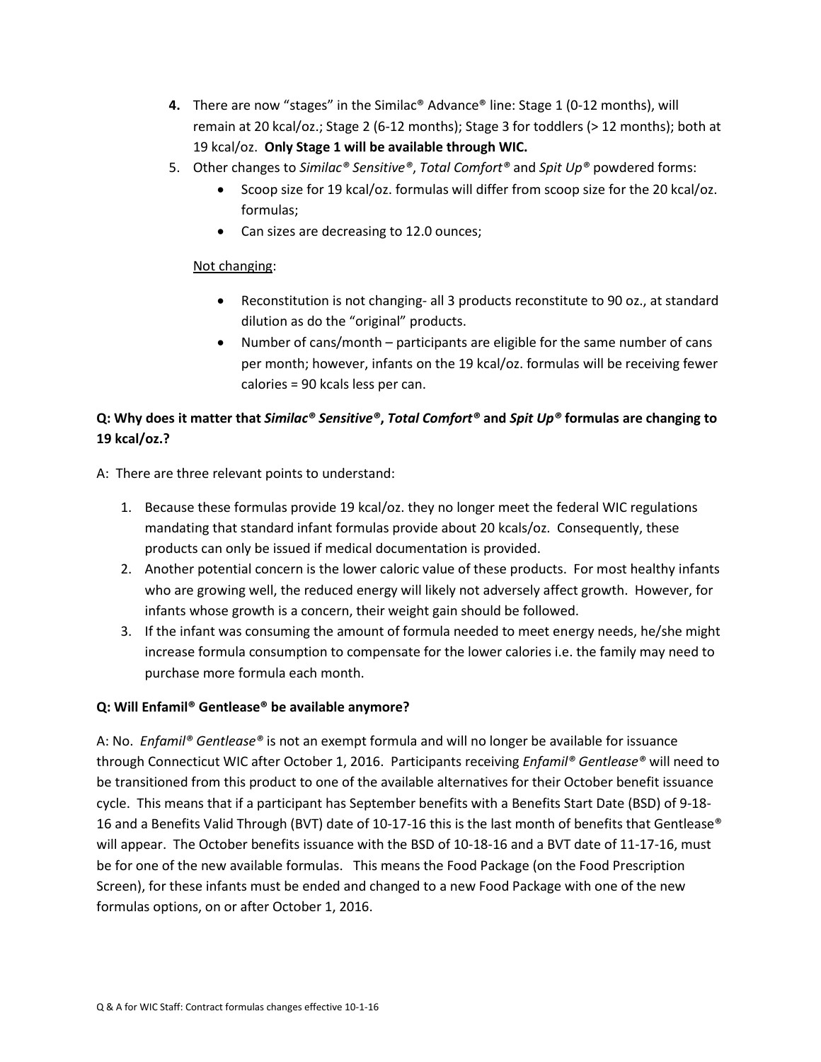4. There are now "stages" in the Similac® Advance® line: Stage 1 (0-12 months), will remain at 20 kcal/oz.; Stage 2 (6-12 months); Stage 3 for toddlers (> 12 months); both at 19 kcal/oz. **Only Stage 1 will be available through WIC.**
5. Other changes to *Similac® Sensitive®*, *Total Comfort®* and *Spit Up®* powdered forms:
   - Scoop size for 19 kcal/oz. formulas will differ from scoop size for the 20 kcal/oz. formulas;
   - Can sizes are decreasing to 12.0 ounces;

   Not changing:

   - Reconstitution is not changing- all 3 products reconstitute to 90 oz., at standard dilution as do the "original" products.
   - Number of cans/month – participants are eligible for the same number of cans per month; however, infants on the 19 kcal/oz. formulas will be receiving fewer calories = 90 kcals less per can.

**Q: Why does it matter that *Similac® Sensitive®*, *Total Comfort®* and *Spit Up®* formulas are changing to 19 kcal/oz.?**

A: There are three relevant points to understand:

1. Because these formulas provide 19 kcal/oz. they no longer meet the federal WIC regulations mandating that standard infant formulas provide about 20 kcals/oz. Consequently, these products can only be issued if medical documentation is provided.
2. Another potential concern is the lower caloric value of these products. For most healthy infants who are growing well, the reduced energy will likely not adversely affect growth. However, for infants whose growth is a concern, their weight gain should be followed.
3. If the infant was consuming the amount of formula needed to meet energy needs, he/she might increase formula consumption to compensate for the lower calories i.e. the family may need to purchase more formula each month.

**Q: Will Enfamil® Gentlease® be available anymore?**

A: No. *Enfamil® Gentlease®* is not an exempt formula and will no longer be available for issuance through Connecticut WIC after October 1, 2016. Participants receiving *Enfamil® Gentlease®* will need to be transitioned from this product to one of the available alternatives for their October benefit issuance cycle. This means that if a participant has September benefits with a Benefits Start Date (BSD) of 9-18-16 and a Benefits Valid Through (BVT) date of 10-17-16 this is the last month of benefits that Gentlease® will appear. The October benefits issuance with the BSD of 10-18-16 and a BVT date of 11-17-16, must be for one of the new available formulas. This means the Food Package (on the Food Prescription Screen), for these infants must be ended and changed to a new Food Package with one of the new formulas options, on or after October 1, 2016.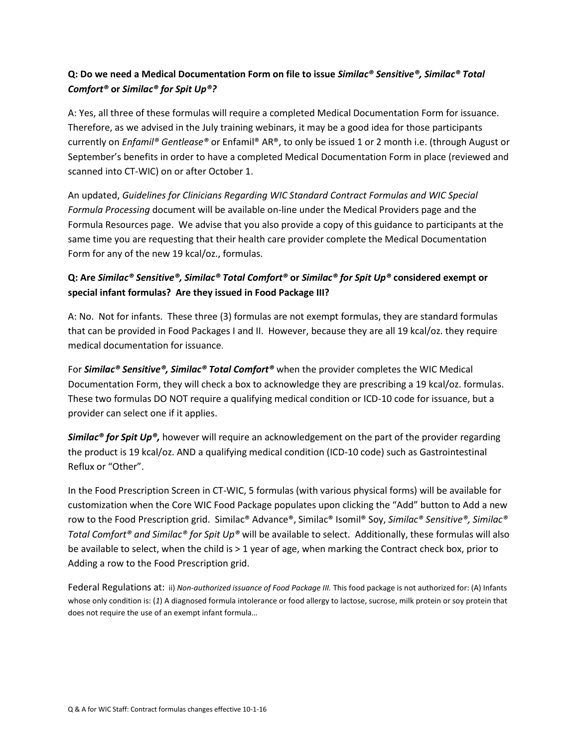**Q: Do we need a Medical Documentation Form on file to issue *Similac® Sensitive®, Similac® Total Comfort®* or *Similac® for Spit Up®?***

A: Yes, all three of these formulas will require a completed Medical Documentation Form for issuance. Therefore, as we advised in the July training webinars, it may be a good idea for those participants currently on *Enfamil® Gentlease®* or Enfamil® AR®, to only be issued 1 or 2 month i.e. (through August or September's benefits in order to have a completed Medical Documentation Form in place (reviewed and scanned into CT-WIC) on or after October 1.

An updated, *Guidelines for Clinicians Regarding WIC Standard Contract Formulas and WIC Special Formula Processing* document will be available on-line under the Medical Providers page and the Formula Resources page. We advise that you also provide a copy of this guidance to participants at the same time you are requesting that their health care provider complete the Medical Documentation Form for any of the new 19 kcal/oz., formulas.

**Q: Are *Similac® Sensitive®, Similac® Total Comfort®* or *Similac® for Spit Up®* considered exempt or special infant formulas? Are they issued in Food Package III?**

A: No. Not for infants. These three (3) formulas are not exempt formulas, they are standard formulas that can be provided in Food Packages I and II. However, because they are all 19 kcal/oz. they require medical documentation for issuance.

For ***Similac® Sensitive®, Similac® Total Comfort®*** when the provider completes the WIC Medical Documentation Form, they will check a box to acknowledge they are prescribing a 19 kcal/oz. formulas. These two formulas DO NOT require a qualifying medical condition or ICD-10 code for issuance, but a provider can select one if it applies.

***Similac® for Spit Up®,*** however will require an acknowledgement on the part of the provider regarding the product is 19 kcal/oz. AND a qualifying medical condition (ICD-10 code) such as Gastrointestinal Reflux or "Other".

In the Food Prescription Screen in CT-WIC, 5 formulas (with various physical forms) will be available for customization when the Core WIC Food Package populates upon clicking the "Add" button to Add a new row to the Food Prescription grid. Similac® Advance®, Similac® Isomil® Soy, *Similac® Sensitive®, Similac® Total Comfort® and Similac® for Spit Up®* will be available to select. Additionally, these formulas will also be available to select, when the child is > 1 year of age, when marking the Contract check box, prior to Adding a row to the Food Prescription grid.

Federal Regulations at: ii) *Non-authorized issuance of Food Package III.* This food package is not authorized for: (A) Infants whose only condition is: (*1*) A diagnosed formula intolerance or food allergy to lactose, sucrose, milk protein or soy protein that does not require the use of an exempt infant formula…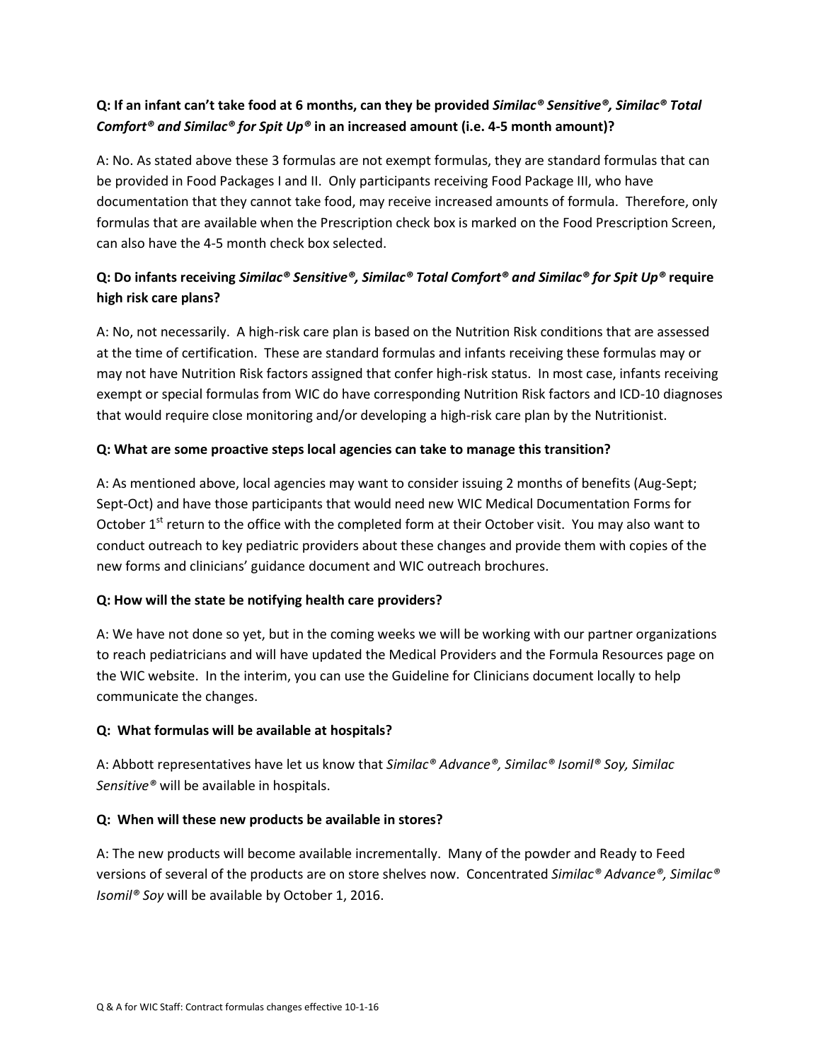**Q: If an infant can't take food at 6 months, can they be provided *Similac® Sensitive®, Similac® Total Comfort® and Similac® for Spit Up®* in an increased amount (i.e. 4-5 month amount)?**

A: No. As stated above these 3 formulas are not exempt formulas, they are standard formulas that can be provided in Food Packages I and II. Only participants receiving Food Package III, who have documentation that they cannot take food, may receive increased amounts of formula. Therefore, only formulas that are available when the Prescription check box is marked on the Food Prescription Screen, can also have the 4-5 month check box selected.

**Q: Do infants receiving *Similac® Sensitive®, Similac® Total Comfort® and Similac® for Spit Up®* require high risk care plans?**

A: No, not necessarily. A high-risk care plan is based on the Nutrition Risk conditions that are assessed at the time of certification. These are standard formulas and infants receiving these formulas may or may not have Nutrition Risk factors assigned that confer high-risk status. In most case, infants receiving exempt or special formulas from WIC do have corresponding Nutrition Risk factors and ICD-10 diagnoses that would require close monitoring and/or developing a high-risk care plan by the Nutritionist.

**Q: What are some proactive steps local agencies can take to manage this transition?**

A: As mentioned above, local agencies may want to consider issuing 2 months of benefits (Aug-Sept; Sept-Oct) and have those participants that would need new WIC Medical Documentation Forms for October 1st return to the office with the completed form at their October visit. You may also want to conduct outreach to key pediatric providers about these changes and provide them with copies of the new forms and clinicians' guidance document and WIC outreach brochures.

**Q: How will the state be notifying health care providers?**

A: We have not done so yet, but in the coming weeks we will be working with our partner organizations to reach pediatricians and will have updated the Medical Providers and the Formula Resources page on the WIC website. In the interim, you can use the Guideline for Clinicians document locally to help communicate the changes.

**Q: What formulas will be available at hospitals?**

A: Abbott representatives have let us know that *Similac® Advance®, Similac® Isomil® Soy, Similac Sensitive®* will be available in hospitals.

**Q: When will these new products be available in stores?**

A: The new products will become available incrementally. Many of the powder and Ready to Feed versions of several of the products are on store shelves now. Concentrated *Similac® Advance®, Similac® Isomil® Soy* will be available by October 1, 2016.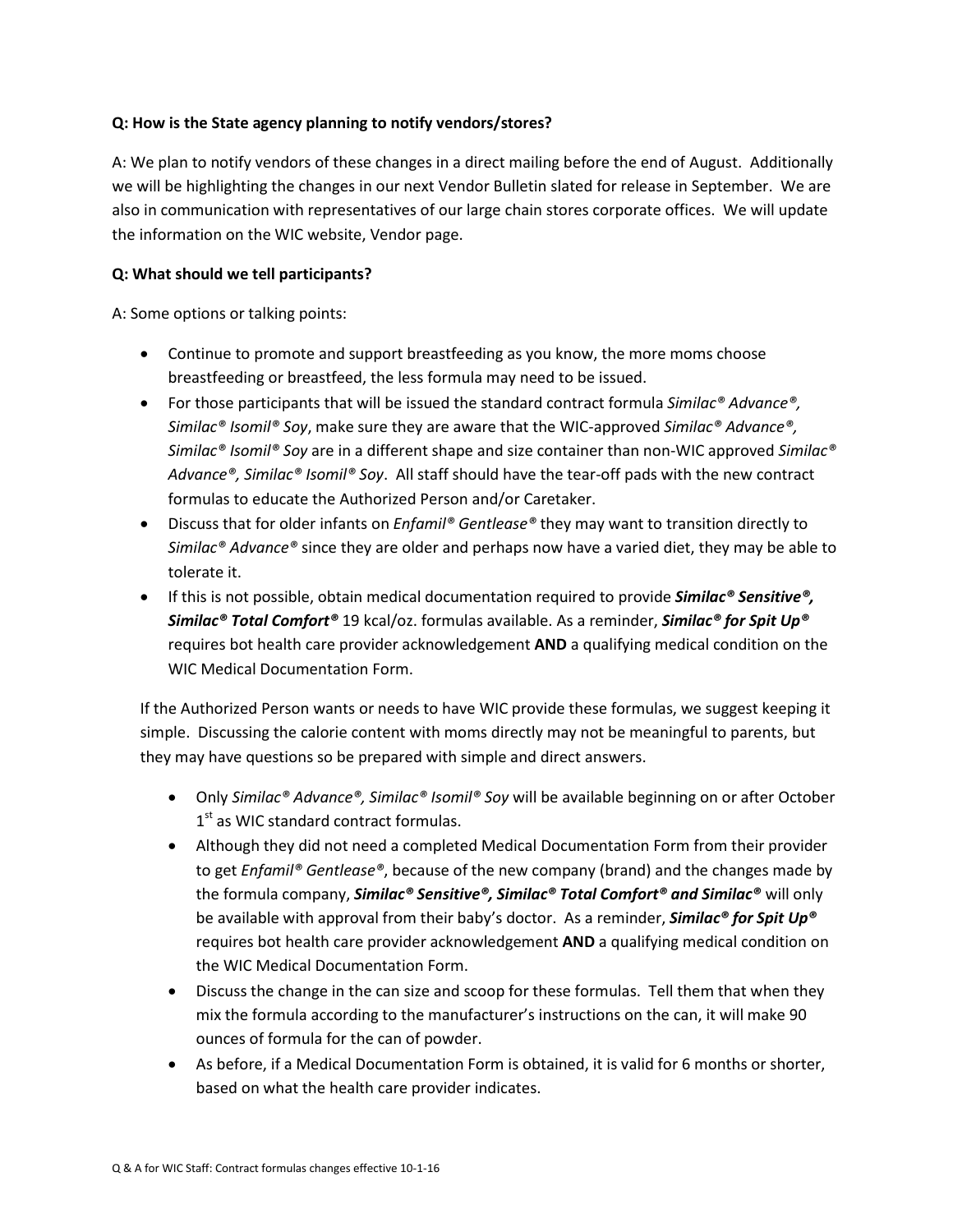**Q: How is the State agency planning to notify vendors/stores?**

A: We plan to notify vendors of these changes in a direct mailing before the end of August. Additionally we will be highlighting the changes in our next Vendor Bulletin slated for release in September. We are also in communication with representatives of our large chain stores corporate offices. We will update the information on the WIC website, Vendor page.

**Q: What should we tell participants?**

A: Some options or talking points:

- Continue to promote and support breastfeeding as you know, the more moms choose breastfeeding or breastfeed, the less formula may need to be issued.
- For those participants that will be issued the standard contract formula *Similac® Advance®, Similac® Isomil® Soy*, make sure they are aware that the WIC-approved *Similac® Advance®, Similac® Isomil® Soy* are in a different shape and size container than non-WIC approved *Similac® Advance®, Similac® Isomil® Soy*. All staff should have the tear-off pads with the new contract formulas to educate the Authorized Person and/or Caretaker.
- Discuss that for older infants on *Enfamil® Gentlease®* they may want to transition directly to *Similac® Advance®* since they are older and perhaps now have a varied diet, they may be able to tolerate it.
- If this is not possible, obtain medical documentation required to provide ***Similac® Sensitive®, Similac® Total Comfort®*** 19 kcal/oz. formulas available. As a reminder, ***Similac® for Spit Up®*** requires bot health care provider acknowledgement **AND** a qualifying medical condition on the WIC Medical Documentation Form.

If the Authorized Person wants or needs to have WIC provide these formulas, we suggest keeping it simple. Discussing the calorie content with moms directly may not be meaningful to parents, but they may have questions so be prepared with simple and direct answers.

- Only *Similac® Advance®, Similac® Isomil® Soy* will be available beginning on or after October 1st as WIC standard contract formulas.
- Although they did not need a completed Medical Documentation Form from their provider to get *Enfamil® Gentlease®*, because of the new company (brand) and the changes made by the formula company, ***Similac® Sensitive®, Similac® Total Comfort® and Similac®*** will only be available with approval from their baby's doctor. As a reminder, ***Similac® for Spit Up®*** requires bot health care provider acknowledgement **AND** a qualifying medical condition on the WIC Medical Documentation Form.
- Discuss the change in the can size and scoop for these formulas. Tell them that when they mix the formula according to the manufacturer's instructions on the can, it will make 90 ounces of formula for the can of powder.
- As before, if a Medical Documentation Form is obtained, it is valid for 6 months or shorter, based on what the health care provider indicates.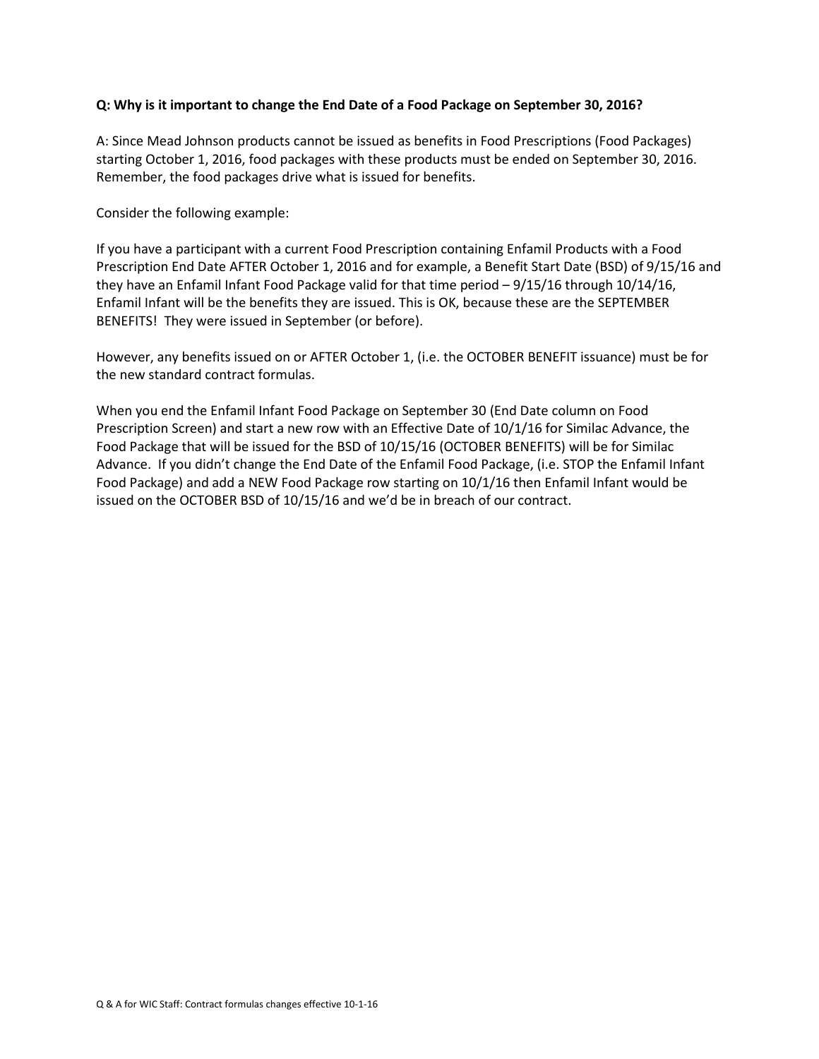**Q: Why is it important to change the End Date of a Food Package on September 30, 2016?**

A: Since Mead Johnson products cannot be issued as benefits in Food Prescriptions (Food Packages) starting October 1, 2016, food packages with these products must be ended on September 30, 2016. Remember, the food packages drive what is issued for benefits.

Consider the following example:

If you have a participant with a current Food Prescription containing Enfamil Products with a Food Prescription End Date AFTER October 1, 2016 and for example, a Benefit Start Date (BSD) of 9/15/16 and they have an Enfamil Infant Food Package valid for that time period – 9/15/16 through 10/14/16, Enfamil Infant will be the benefits they are issued. This is OK, because these are the SEPTEMBER BENEFITS! They were issued in September (or before).

However, any benefits issued on or AFTER October 1, (i.e. the OCTOBER BENEFIT issuance) must be for the new standard contract formulas.

When you end the Enfamil Infant Food Package on September 30 (End Date column on Food Prescription Screen) and start a new row with an Effective Date of 10/1/16 for Similac Advance, the Food Package that will be issued for the BSD of 10/15/16 (OCTOBER BENEFITS) will be for Similac Advance. If you didn't change the End Date of the Enfamil Food Package, (i.e. STOP the Enfamil Infant Food Package) and add a NEW Food Package row starting on 10/1/16 then Enfamil Infant would be issued on the OCTOBER BSD of 10/15/16 and we'd be in breach of our contract.